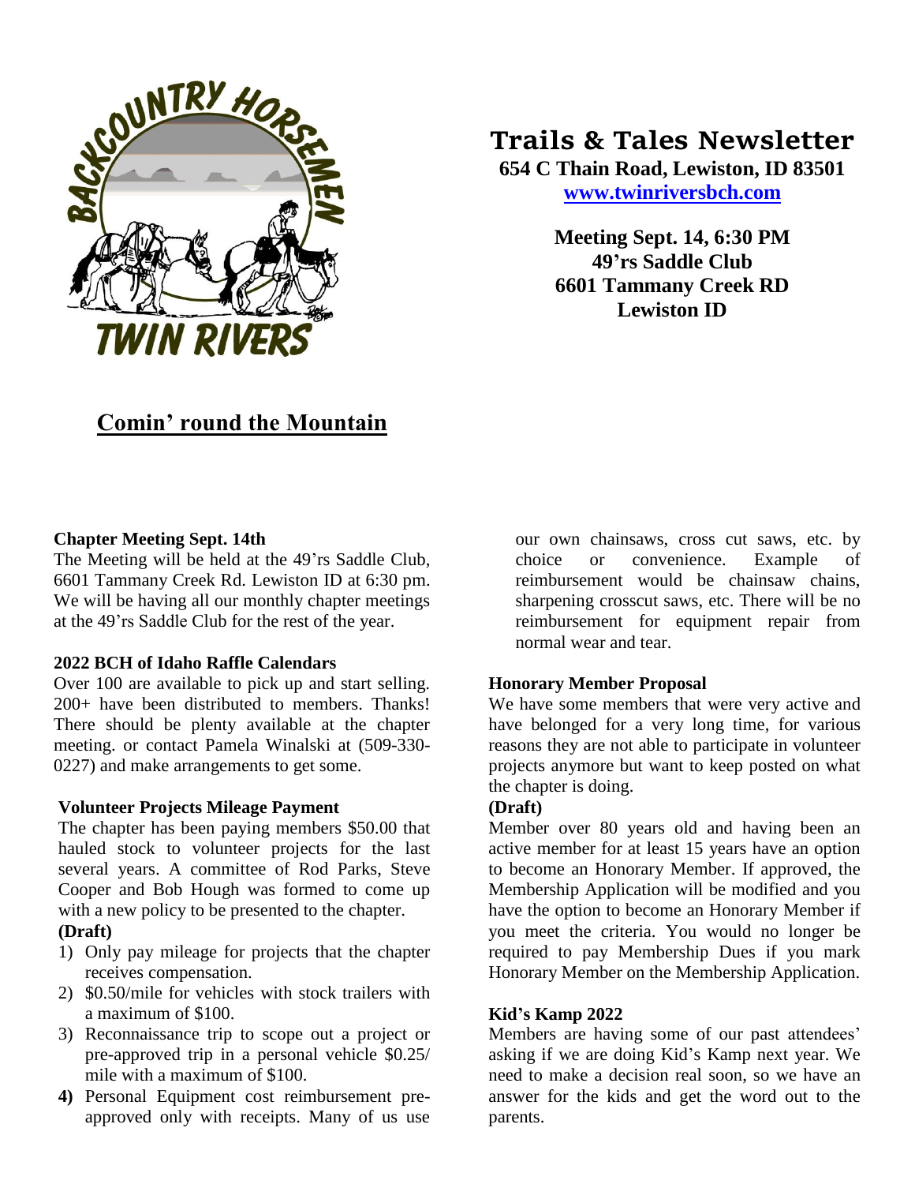# Trails & Tales Newsletter

**654 C Thain Road, Lewiston, ID 83501**
**[www.twinriversbch.com](http://www.twinriversbch.com)**

**Meeting Sept. 14, 6:30 PM**
**49'rs Saddle Club**
**6601 Tammany Creek RD**
**Lewiston ID**

## Comin' round the Mountain

### Chapter Meeting Sept. 14th

The Meeting will be held at the 49's Saddle Club, 6601 Tammany Creek Rd. Lewiston ID at 6:30 pm. We will be having all our monthly chapter meetings at the 49's Saddle Club for the rest of the year.

### 2022 BCH of Idaho Raffle Calendars

Over 100 are available to pick up and start selling. 200+ have been distributed to members. Thanks! There should be plenty available at the chapter meeting. or contact Pamela Winalski at (509-330-0227) and make arrangements to get some.

### Volunteer Projects Mileage Payment

The chapter has been paying members $50.00 that hauled stock to volunteer projects for the last several years. A committee of Rod Parks, Steve Cooper and Bob Hough was formed to come up with a new policy to be presented to the chapter.

**(Draft)**

1) Only pay mileage for projects that the chapter receives compensation.
2) $0.50/mile for vehicles with stock trailers with a maximum of $100.
3) Reconnaissance trip to scope out a project or pre-approved trip in a personal vehicle $0.25/ mile with a maximum of $100.
4) Personal Equipment cost reimbursement pre-approved only with receipts. Many of us use our own chainsaws, cross cut saws, etc. by choice or convenience. Example of reimbursement would be chainsaw chains, sharpening crosscut saws, etc. There will be no reimbursement for equipment repair from normal wear and tear.

### Honorary Member Proposal

We have some members that were very active and have belonged for a very long time, for various reasons they are not able to participate in volunteer projects anymore but want to keep posted on what the chapter is doing.

**(Draft)**

Member over 80 years old and having been an active member for at least 15 years have an option to become an Honorary Member. If approved, the Membership Application will be modified and you have the option to become an Honorary Member if you meet the criteria. You would no longer be required to pay Membership Dues if you mark Honorary Member on the Membership Application.

### Kid's Kamp 2022

Members are having some of our past attendees' asking if we are doing Kid's Kamp next year. We need to make a decision real soon, so we have an answer for the kids and get the word out to the parents.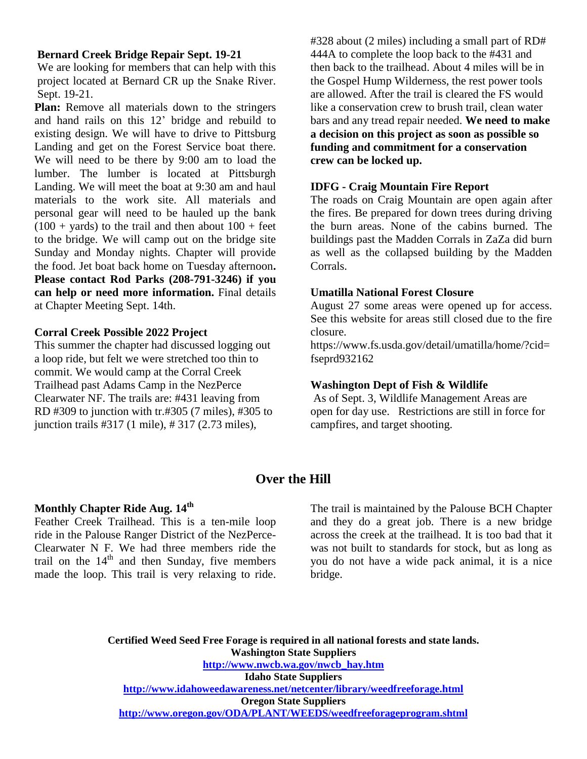### Bernard Creek Bridge Repair Sept. 19-21

We are looking for members that can help with this project located at Bernard CR up the Snake River. Sept. 19-21.

**Plan:** Remove all materials down to the stringers and hand rails on this 12' bridge and rebuild to existing design. We will have to drive to Pittsburg Landing and get on the Forest Service boat there. We will need to be there by 9:00 am to load the lumber. The lumber is located at Pittsburgh Landing. We will meet the boat at 9:30 am and haul materials to the work site. All materials and personal gear will need to be hauled up the bank (100 + yards) to the trail and then about 100 + feet to the bridge. We will camp out on the bridge site Sunday and Monday nights. Chapter will provide the food. Jet boat back home on Tuesday afternoon**.** **Please contact Rod Parks (208-791-3246) if you can help or need more information.** Final details at Chapter Meeting Sept. 14th.

### Corral Creek Possible 2022 Project

This summer the chapter had discussed logging out a loop ride, but felt we were stretched too thin to commit. We would camp at the Corral Creek Trailhead past Adams Camp in the NezPerce Clearwater NF. The trails are: #431 leaving from RD #309 to junction with tr.#305 (7 miles), #305 to junction trails #317 (1 mile), # 317 (2.73 miles), #328 about (2 miles) including a small part of RD# 444A to complete the loop back to the #431 and then back to the trailhead. About 4 miles will be in the Gospel Hump Wilderness, the rest power tools are allowed. After the trail is cleared the FS would like a conservation crew to brush trail, clean water bars and any tread repair needed. **We need to make a decision on this project as soon as possible so funding and commitment for a conservation crew can be locked up.**

### IDFG - Craig Mountain Fire Report

The roads on Craig Mountain are open again after the fires. Be prepared for down trees during driving the burn areas. None of the cabins burned. The buildings past the Madden Corrals in ZaZa did burn as well as the collapsed building by the Madden Corrals.

### Umatilla National Forest Closure

August 27 some areas were opened up for access. See this website for areas still closed due to the fire closure.
https://www.fs.usda.gov/detail/umatilla/home/?cid=fseprd932162

### Washington Dept of Fish & Wildlife

As of Sept. 3, Wildlife Management Areas are open for day use. Restrictions are still in force for campfires, and target shooting.

## Over the Hill

### Monthly Chapter Ride Aug. 14th

Feather Creek Trailhead. This is a ten-mile loop ride in the Palouse Ranger District of the NezPerce-Clearwater N F. We had three members ride the trail on the 14th and then Sunday, five members made the loop. This trail is very relaxing to ride. The trail is maintained by the Palouse BCH Chapter and they do a great job. There is a new bridge across the creek at the trailhead. It is too bad that it was not built to standards for stock, but as long as you do not have a wide pack animal, it is a nice bridge.

**Certified Weed Seed Free Forage is required in all national forests and state lands.**
**Washington State Suppliers**
**http://www.nwcb.wa.gov/nwcb_hay.htm**
**Idaho State Suppliers**
**http://www.idahoweedawareness.net/netcenter/library/weedfreeforage.html**
**Oregon State Suppliers**
**http://www.oregon.gov/ODA/PLANT/WEEDS/weedfreeforageprogram.shtml**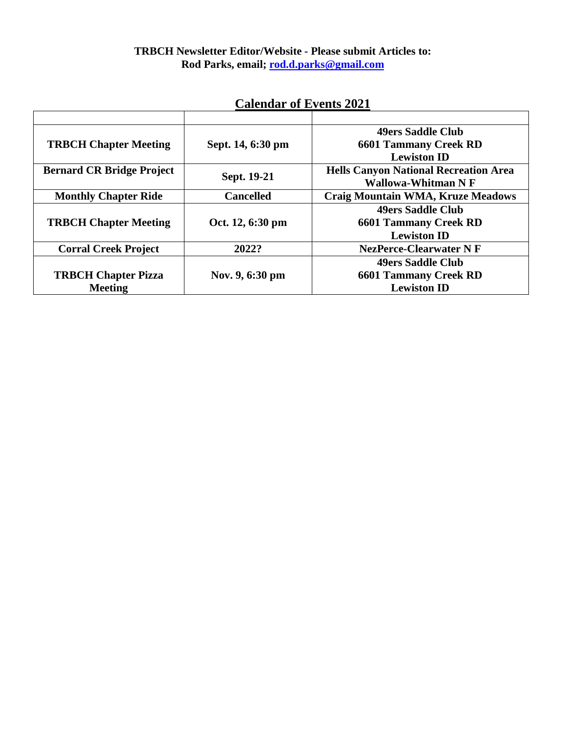**TRBCH Newsletter Editor/Website - Please submit Articles to:**
**Rod Parks, email; [rod.d.parks@gmail.com](mailto:rod.d.parks@gmail.com)**

## Calendar of Events 2021

| | | |
|---|---|---|
| **TRBCH Chapter Meeting** | **Sept. 14, 6:30 pm** | **49ers Saddle Club**<br>**6601 Tammany Creek RD**<br>**Lewiston ID** |
| **Bernard CR Bridge Project** | **Sept. 19-21** | **Hells Canyon National Recreation Area**<br>**Wallowa-Whitman N F** |
| **Monthly Chapter Ride** | **Cancelled** | **Craig Mountain WMA, Kruze Meadows** |
| **TRBCH Chapter Meeting** | **Oct. 12, 6:30 pm** | **49ers Saddle Club**<br>**6601 Tammany Creek RD**<br>**Lewiston ID** |
| **Corral Creek Project** | **2022?** | **NezPerce-Clearwater N F** |
| **TRBCH Chapter Pizza Meeting** | **Nov. 9, 6:30 pm** | **49ers Saddle Club**<br>**6601 Tammany Creek RD**<br>**Lewiston ID** |